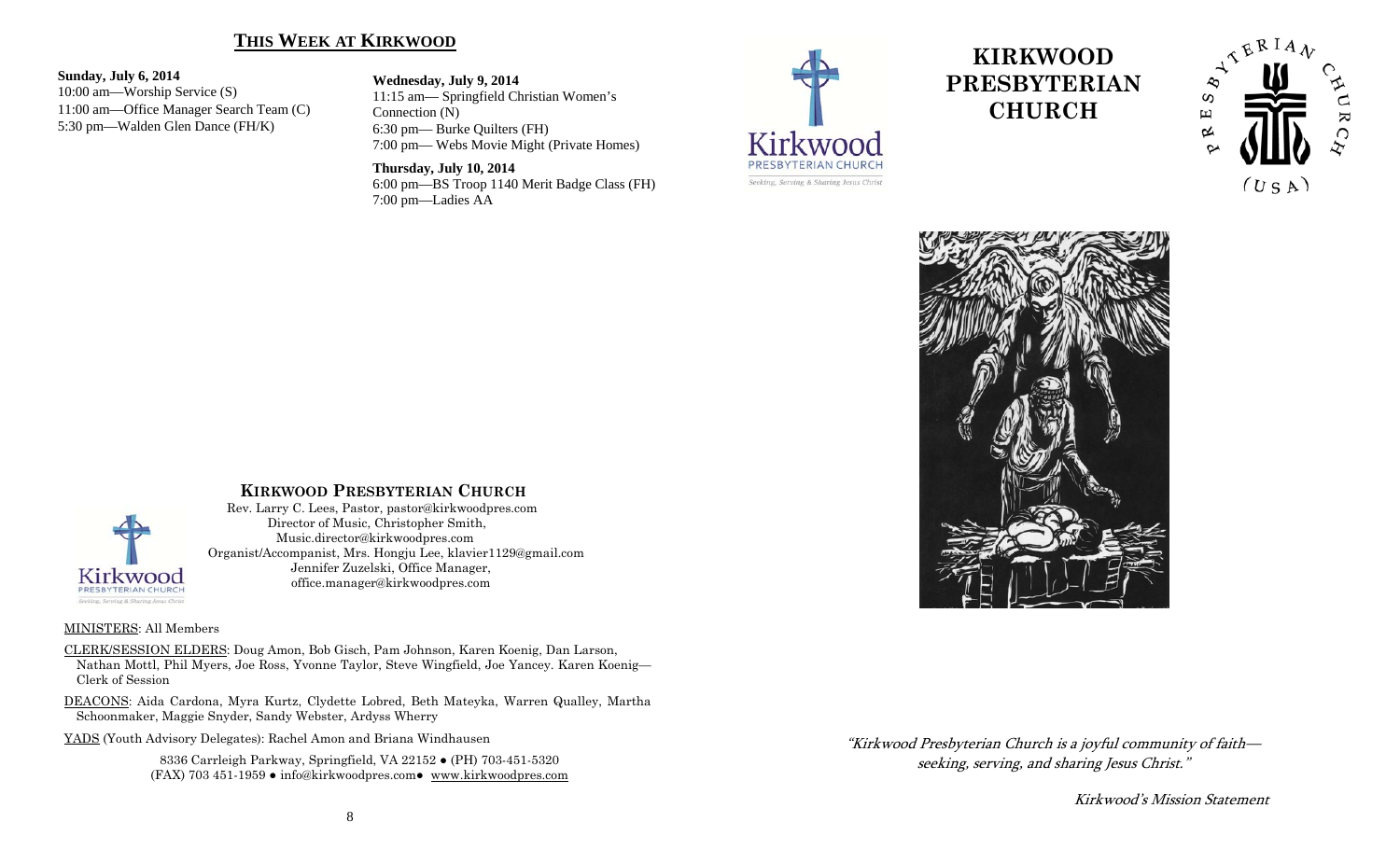## THIS WEEK AT KIRKWOOD

**Sunday, July 6, 2014**
10:00 am—Worship Service (S)
11:00 am—Office Manager Search Team (C)
5:30 pm—Walden Glen Dance (FH/K)

**Wednesday, July 9, 2014**
11:15 am— Springfield Christian Women's Connection (N)
6:30 pm— Burke Quilters (FH)
7:00 pm— Webs Movie Might (Private Homes)

**Thursday, July 10, 2014**
6:00 pm—BS Troop 1140 Merit Badge Class (FH)
7:00 pm—Ladies AA

### KIRKWOOD PRESBYTERIAN CHURCH

Rev. Larry C. Lees, Pastor, pastor@kirkwoodpres.com
Director of Music, Christopher Smith, Music.director@kirkwoodpres.com
Organist/Accompanist, Mrs. Hongju Lee, klavier1129@gmail.com
Jennifer Zuzelski, Office Manager, office.manager@kirkwoodpres.com

MINISTERS: All Members

CLERK/SESSION ELDERS: Doug Amon, Bob Gisch, Pam Johnson, Karen Koenig, Dan Larson, Nathan Mottl, Phil Myers, Joe Ross, Yvonne Taylor, Steve Wingfield, Joe Yancey. Karen Koenig—Clerk of Session

DEACONS: Aida Cardona, Myra Kurtz, Clydette Lobred, Beth Mateyka, Warren Qualley, Martha Schoonmaker, Maggie Snyder, Sandy Webster, Ardyss Wherry

YADS (Youth Advisory Delegates): Rachel Amon and Briana Windhausen

8336 Carrleigh Parkway, Springfield, VA 22152 ● (PH) 703-451-5320
(FAX) 703 451-1959 ● info@kirkwoodpres.com● www.kirkwoodpres.com

# KIRKWOOD PRESBYTERIAN CHURCH

*"Kirkwood Presbyterian Church is a joyful community of faith—seeking, serving, and sharing Jesus Christ."*

*Kirkwood's Mission Statement*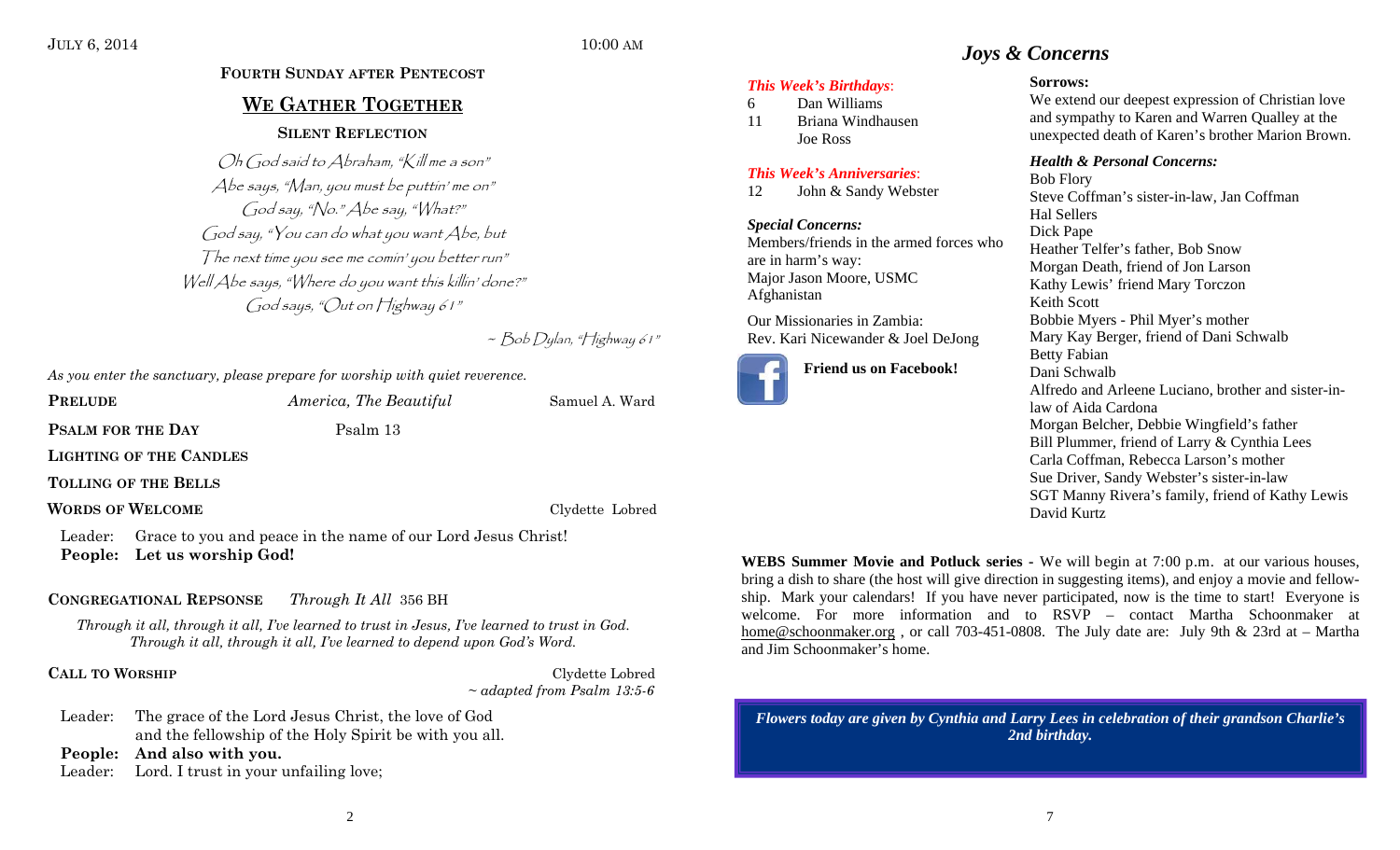JULY 6, 2014 10:00 AM

### FOURTH SUNDAY AFTER PENTECOST

## WE GATHER TOGETHER

### SILENT REFLECTION

*Oh God said to Abraham, "Kill me a son"*
*Abe says, "Man, you must be puttin' me on"*
*God say, "No." Abe say, "What?"*
*God say, "You can do what you want Abe, but*
*The next time you see me comin' you better run"*
*Well Abe says, "Where do you want this killin' done?"*
*God says, "Out on Highway 61"*

*~ Bob Dylan, "Highway 61"*

*As you enter the sanctuary, please prepare for worship with quiet reverence.*

**PRELUDE** *America, The Beautiful* Samuel A. Ward

**PSALM FOR THE DAY** Psalm 13

**LIGHTING OF THE CANDLES**

**TOLLING OF THE BELLS**

**WORDS OF WELCOME** Clydette Lobred

Leader: Grace to you and peace in the name of our Lord Jesus Christ!
**People: Let us worship God!**

**CONGREGATIONAL REPSONSE** *Through It All* 356 BH

*Through it all, through it all, I've learned to trust in Jesus, I've learned to trust in God.*
*Through it all, through it all, I've learned to depend upon God's Word.*

**CALL TO WORSHIP** Clydette Lobred
*~ adapted from Psalm 13:5-6*

Leader: The grace of the Lord Jesus Christ, the love of God and the fellowship of the Holy Spirit be with you all.
**People: And also with you.**
Leader: Lord. I trust in your unfailing love;

## *Joys & Concerns*

***This Week's Birthdays*:**

6 Dan Williams
11 Briana Windhausen
Joe Ross

***This Week's Anniversaries*:**

12 John & Sandy Webster

***Special Concerns:***

Members/friends in the armed forces who are in harm's way:
Major Jason Moore, USMC
Afghanistan

Our Missionaries in Zambia:
Rev. Kari Nicewander & Joel DeJong

**Friend us on Facebook!**

**Sorrows:**

We extend our deepest expression of Christian love and sympathy to Karen and Warren Qualley at the unexpected death of Karen's brother Marion Brown.

***Health & Personal Concerns:***

Bob Flory
Steve Coffman's sister-in-law, Jan Coffman
Hal Sellers
Dick Pape
Heather Telfer's father, Bob Snow
Morgan Death, friend of Jon Larson
Kathy Lewis' friend Mary Torczon
Keith Scott
Bobbie Myers - Phil Myer's mother
Mary Kay Berger, friend of Dani Schwalb
Betty Fabian
Dani Schwalb
Alfredo and Arleene Luciano, brother and sister-in-law of Aida Cardona
Morgan Belcher, Debbie Wingfield's father
Bill Plummer, friend of Larry & Cynthia Lees
Carla Coffman, Rebecca Larson's mother
Sue Driver, Sandy Webster's sister-in-law
SGT Manny Rivera's family, friend of Kathy Lewis
David Kurtz

**WEBS Summer Movie and Potluck series -** We will begin at 7:00 p.m. at our various houses, bring a dish to share (the host will give direction in suggesting items), and enjoy a movie and fellowship. Mark your calendars! If you have never participated, now is the time to start! Everyone is welcome. For more information and to RSVP – contact Martha Schoonmaker at home@schoonmaker.org , or call 703-451-0808. The July date are: July 9th & 23rd at – Martha and Jim Schoonmaker's home.

***Flowers today are given by Cynthia and Larry Lees in celebration of their grandson Charlie's 2nd birthday.***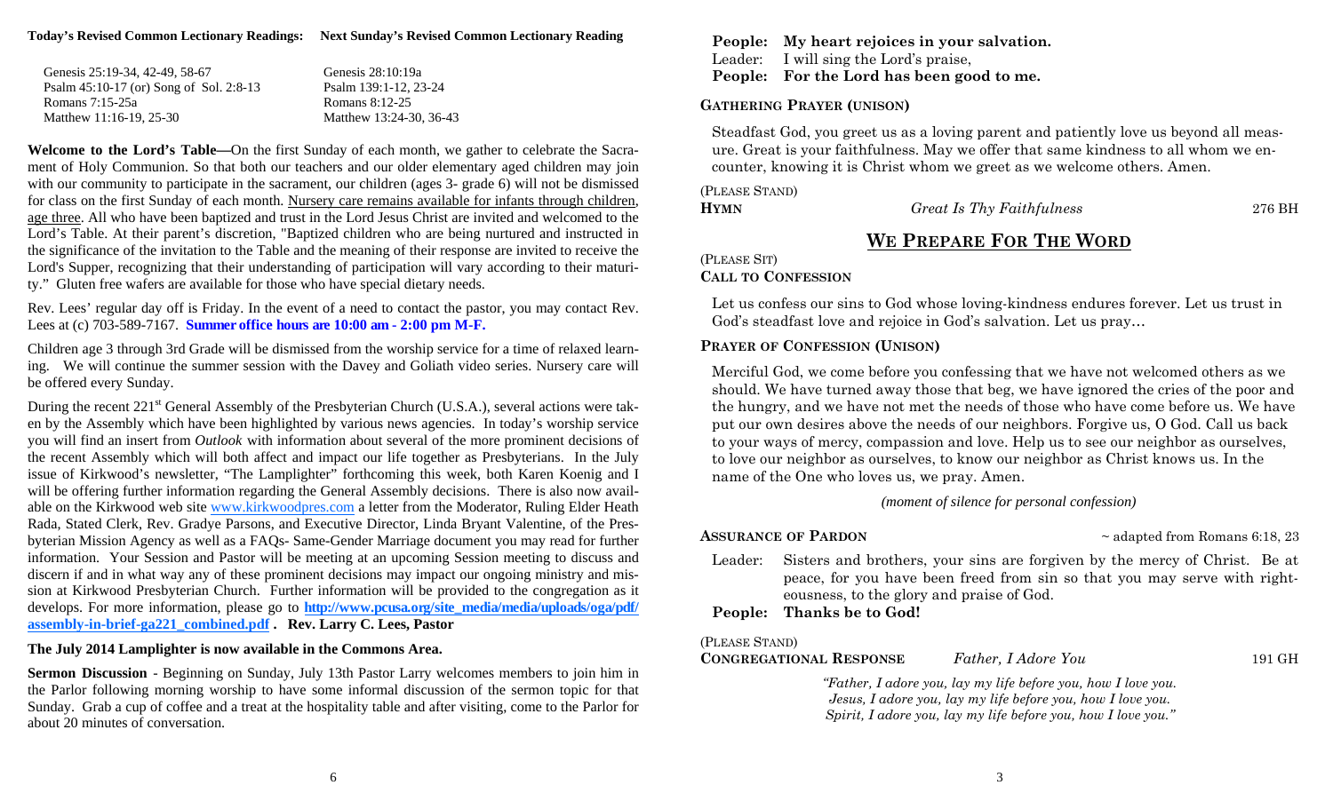**Today's Revised Common Lectionary Readings:**

Genesis 25:19-34, 42-49, 58-67
Psalm 45:10-17 (or) Song of Sol. 2:8-13
Romans 7:15-25a
Matthew 11:16-19, 25-30

**Next Sunday's Revised Common Lectionary Reading**

Genesis 28:10:19a
Psalm 139:1-12, 23-24
Romans 8:12-25
Matthew 13:24-30, 36-43

**Welcome to the Lord's Table—**On the first Sunday of each month, we gather to celebrate the Sacrament of Holy Communion. So that both our teachers and our older elementary aged children may join with our community to participate in the sacrament, our children (ages 3- grade 6) will not be dismissed for class on the first Sunday of each month. Nursery care remains available for infants through children, age three. All who have been baptized and trust in the Lord Jesus Christ are invited and welcomed to the Lord's Table. At their parent's discretion, "Baptized children who are being nurtured and instructed in the significance of the invitation to the Table and the meaning of their response are invited to receive the Lord's Supper, recognizing that their understanding of participation will vary according to their maturity." Gluten free wafers are available for those who have special dietary needs.

Rev. Lees' regular day off is Friday. In the event of a need to contact the pastor, you may contact Rev. Lees at (c) 703-589-7167. **Summer office hours are 10:00 am - 2:00 pm M-F.**

Children age 3 through 3rd Grade will be dismissed from the worship service for a time of relaxed learning. We will continue the summer session with the Davey and Goliath video series. Nursery care will be offered every Sunday.

During the recent 221st General Assembly of the Presbyterian Church (U.S.A.), several actions were taken by the Assembly which have been highlighted by various news agencies. In today's worship service you will find an insert from *Outlook* with information about several of the more prominent decisions of the recent Assembly which will both affect and impact our life together as Presbyterians. In the July issue of Kirkwood's newsletter, "The Lamplighter" forthcoming this week, both Karen Koenig and I will be offering further information regarding the General Assembly decisions. There is also now available on the Kirkwood web site www.kirkwoodpres.com a letter from the Moderator, Ruling Elder Heath Rada, Stated Clerk, Rev. Gradye Parsons, and Executive Director, Linda Bryant Valentine, of the Presbyterian Mission Agency as well as a FAQs- Same-Gender Marriage document you may read for further information. Your Session and Pastor will be meeting at an upcoming Session meeting to discuss and discern if and in what way any of these prominent decisions may impact our ongoing ministry and mission at Kirkwood Presbyterian Church. Further information will be provided to the congregation as it develops. For more information, please go to **http://www.pcusa.org/site_media/media/uploads/oga/pdf/assembly-in-brief-ga221_combined.pdf . Rev. Larry C. Lees, Pastor**

**The July 2014 Lamplighter is now available in the Commons Area.**

**Sermon Discussion** - Beginning on Sunday, July 13th Pastor Larry welcomes members to join him in the Parlor following morning worship to have some informal discussion of the sermon topic for that Sunday. Grab a cup of coffee and a treat at the hospitality table and after visiting, come to the Parlor for about 20 minutes of conversation.

**People: My heart rejoices in your salvation.**
Leader: I will sing the Lord's praise,
**People: For the Lord has been good to me.**

**GATHERING PRAYER (UNISON)**

Steadfast God, you greet us as a loving parent and patiently love us beyond all measure. Great is your faithfulness. May we offer that same kindness to all whom we encounter, knowing it is Christ whom we greet as we welcome others. Amen.

(PLEASE STAND)
**HYMN** *Great Is Thy Faithfulness* 276 BH

## WE PREPARE FOR THE WORD

(PLEASE SIT)
**CALL TO CONFESSION**

Let us confess our sins to God whose loving-kindness endures forever. Let us trust in God's steadfast love and rejoice in God's salvation. Let us pray…

**PRAYER OF CONFESSION (UNISON)**

Merciful God, we come before you confessing that we have not welcomed others as we should. We have turned away those that beg, we have ignored the cries of the poor and the hungry, and we have not met the needs of those who have come before us. We have put our own desires above the needs of our neighbors. Forgive us, O God. Call us back to your ways of mercy, compassion and love. Help us to see our neighbor as ourselves, to love our neighbor as ourselves, to know our neighbor as Christ knows us. In the name of the One who loves us, we pray. Amen.

*(moment of silence for personal confession)*

**ASSURANCE OF PARDON** ~ adapted from Romans 6:18, 23

Leader: Sisters and brothers, your sins are forgiven by the mercy of Christ. Be at peace, for you have been freed from sin so that you may serve with righteousness, to the glory and praise of God.
**People: Thanks be to God!**

(PLEASE STAND)
**CONGREGATIONAL RESPONSE** *Father, I Adore You* 191 GH

*"Father, I adore you, lay my life before you, how I love you.*
*Jesus, I adore you, lay my life before you, how I love you.*
*Spirit, I adore you, lay my life before you, how I love you."*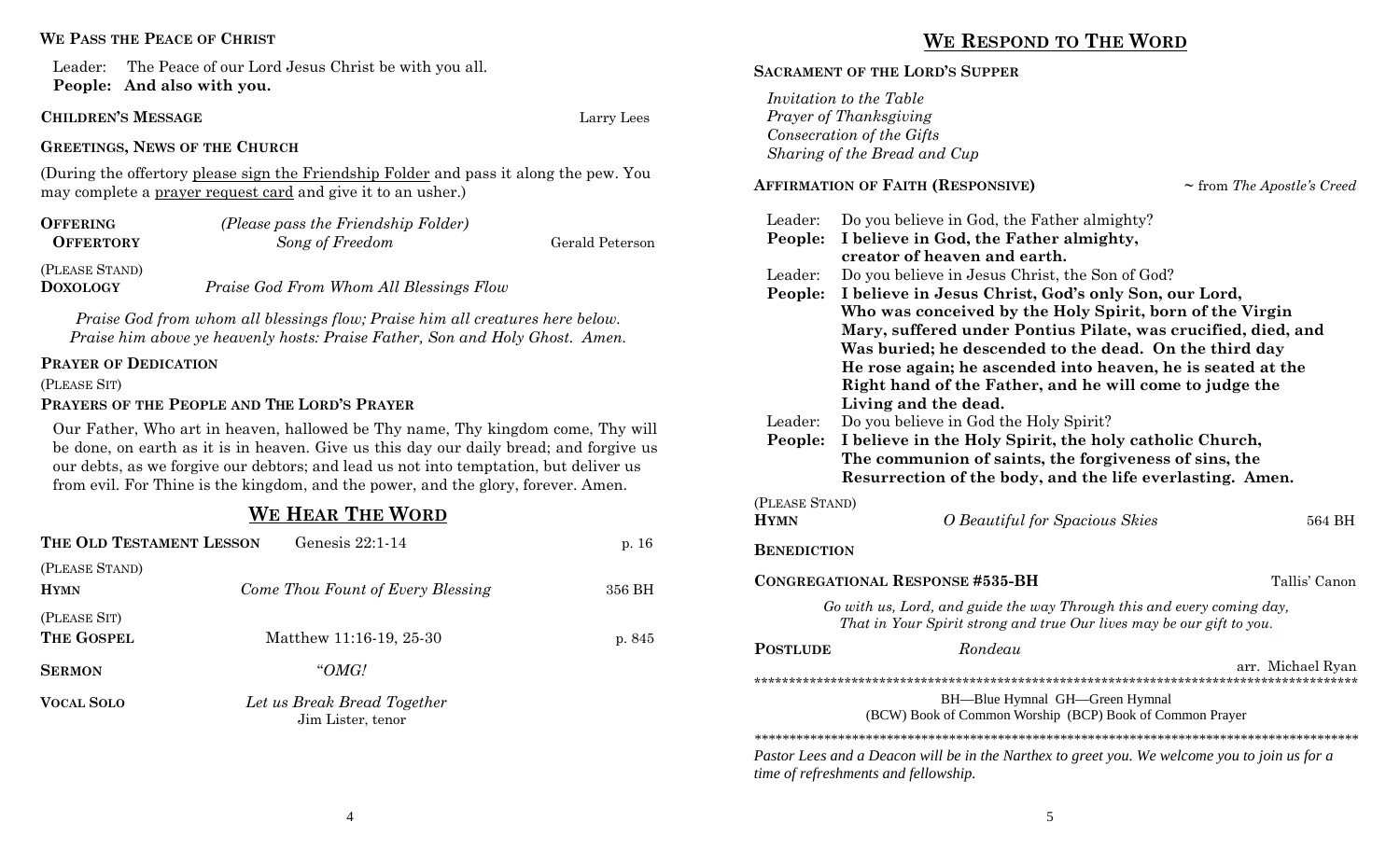**WE PASS THE PEACE OF CHRIST**

Leader: The Peace of our Lord Jesus Christ be with you all.
**People: And also with you.**

**CHILDREN'S MESSAGE** Larry Lees

**GREETINGS, NEWS OF THE CHURCH**

(During the offertory please sign the Friendship Folder and pass it along the pew. You may complete a prayer request card and give it to an usher.)

**OFFERING** *(Please pass the Friendship Folder)*
**OFFERTORY** *Song of Freedom* Gerald Peterson

(PLEASE STAND)
**DOXOLOGY** *Praise God From Whom All Blessings Flow*

*Praise God from whom all blessings flow; Praise him all creatures here below.*
*Praise him above ye heavenly hosts: Praise Father, Son and Holy Ghost. Amen.*

**PRAYER OF DEDICATION**

(PLEASE SIT)

**PRAYERS OF THE PEOPLE AND THE LORD'S PRAYER**

Our Father, Who art in heaven, hallowed be Thy name, Thy kingdom come, Thy will be done, on earth as it is in heaven. Give us this day our daily bread; and forgive us our debts, as we forgive our debtors; and lead us not into temptation, but deliver us from evil. For Thine is the kingdom, and the power, and the glory, forever. Amen.

## WE HEAR THE WORD

**THE OLD TESTAMENT LESSON** Genesis 22:1-14 p. 16

(PLEASE STAND)
**HYMN** *Come Thou Fount of Every Blessing* 356 BH

(PLEASE SIT)
**THE GOSPEL** Matthew 11:16-19, 25-30 p. 845

**SERMON** *"OMG!*

**VOCAL SOLO** *Let us Break Bread Together*
Jim Lister, tenor

## WE RESPOND TO THE WORD

**SACRAMENT OF THE LORD'S SUPPER**

*Invitation to the Table*
*Prayer of Thanksgiving*
*Consecration of the Gifts*
*Sharing of the Bread and Cup*

**AFFIRMATION OF FAITH (RESPONSIVE)** ~ from *The Apostle's Creed*

Leader: Do you believe in God, the Father almighty?
**People: I believe in God, the Father almighty, creator of heaven and earth.**
Leader: Do you believe in Jesus Christ, the Son of God?
**People: I believe in Jesus Christ, God's only Son, our Lord, Who was conceived by the Holy Spirit, born of the Virgin Mary, suffered under Pontius Pilate, was crucified, died, and Was buried; he descended to the dead. On the third day He rose again; he ascended into heaven, he is seated at the Right hand of the Father, and he will come to judge the Living and the dead.**
Leader: Do you believe in God the Holy Spirit?
**People: I believe in the Holy Spirit, the holy catholic Church, The communion of saints, the forgiveness of sins, the Resurrection of the body, and the life everlasting. Amen.**

(PLEASE STAND)
**HYMN** *O Beautiful for Spacious Skies* 564 BH

**BENEDICTION**

**CONGREGATIONAL RESPONSE #535-BH** Tallis' Canon

*Go with us, Lord, and guide the way Through this and every coming day,*
*That in Your Spirit strong and true Our lives may be our gift to you.*

**POSTLUDE** *Rondeau*
arr. Michael Ryan

*****************************************************************************************

BH—Blue Hymnal GH—Green Hymnal
(BCW) Book of Common Worship (BCP) Book of Common Prayer

*****************************************************************************************

*Pastor Lees and a Deacon will be in the Narthex to greet you. We welcome you to join us for a time of refreshments and fellowship.*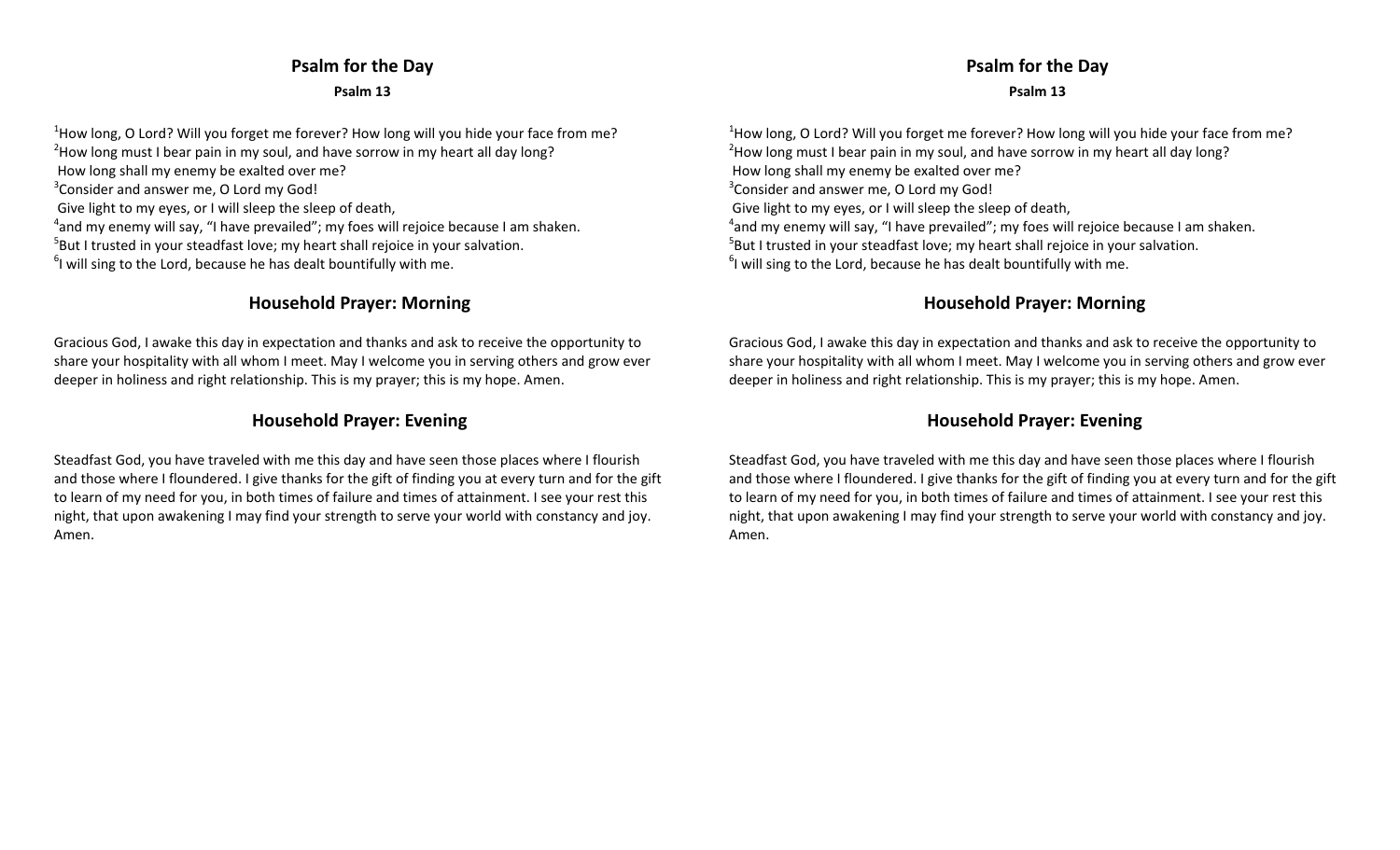## Psalm for the Day

**Psalm 13**

[1]How long, O Lord? Will you forget me forever? How long will you hide your face from me?
[2]How long must I bear pain in my soul, and have sorrow in my heart all day long?
How long shall my enemy be exalted over me?
[3]Consider and answer me, O Lord my God!
Give light to my eyes, or I will sleep the sleep of death,
[4]and my enemy will say, "I have prevailed"; my foes will rejoice because I am shaken.
[5]But I trusted in your steadfast love; my heart shall rejoice in your salvation.
[6]I will sing to the Lord, because he has dealt bountifully with me.

## Household Prayer: Morning

Gracious God, I awake this day in expectation and thanks and ask to receive the opportunity to share your hospitality with all whom I meet. May I welcome you in serving others and grow ever deeper in holiness and right relationship. This is my prayer; this is my hope. Amen.

## Household Prayer: Evening

Steadfast God, you have traveled with me this day and have seen those places where I flourish and those where I floundered. I give thanks for the gift of finding you at every turn and for the gift to learn of my need for you, in both times of failure and times of attainment. I see your rest this night, that upon awakening I may find your strength to serve your world with constancy and joy. Amen.

## Psalm for the Day

**Psalm 13**

[1]How long, O Lord? Will you forget me forever? How long will you hide your face from me?
[2]How long must I bear pain in my soul, and have sorrow in my heart all day long?
How long shall my enemy be exalted over me?
[3]Consider and answer me, O Lord my God!
Give light to my eyes, or I will sleep the sleep of death,
[4]and my enemy will say, "I have prevailed"; my foes will rejoice because I am shaken.
[5]But I trusted in your steadfast love; my heart shall rejoice in your salvation.
[6]I will sing to the Lord, because he has dealt bountifully with me.

## Household Prayer: Morning

Gracious God, I awake this day in expectation and thanks and ask to receive the opportunity to share your hospitality with all whom I meet. May I welcome you in serving others and grow ever deeper in holiness and right relationship. This is my prayer; this is my hope. Amen.

## Household Prayer: Evening

Steadfast God, you have traveled with me this day and have seen those places where I flourish and those where I floundered. I give thanks for the gift of finding you at every turn and for the gift to learn of my need for you, in both times of failure and times of attainment. I see your rest this night, that upon awakening I may find your strength to serve your world with constancy and joy. Amen.